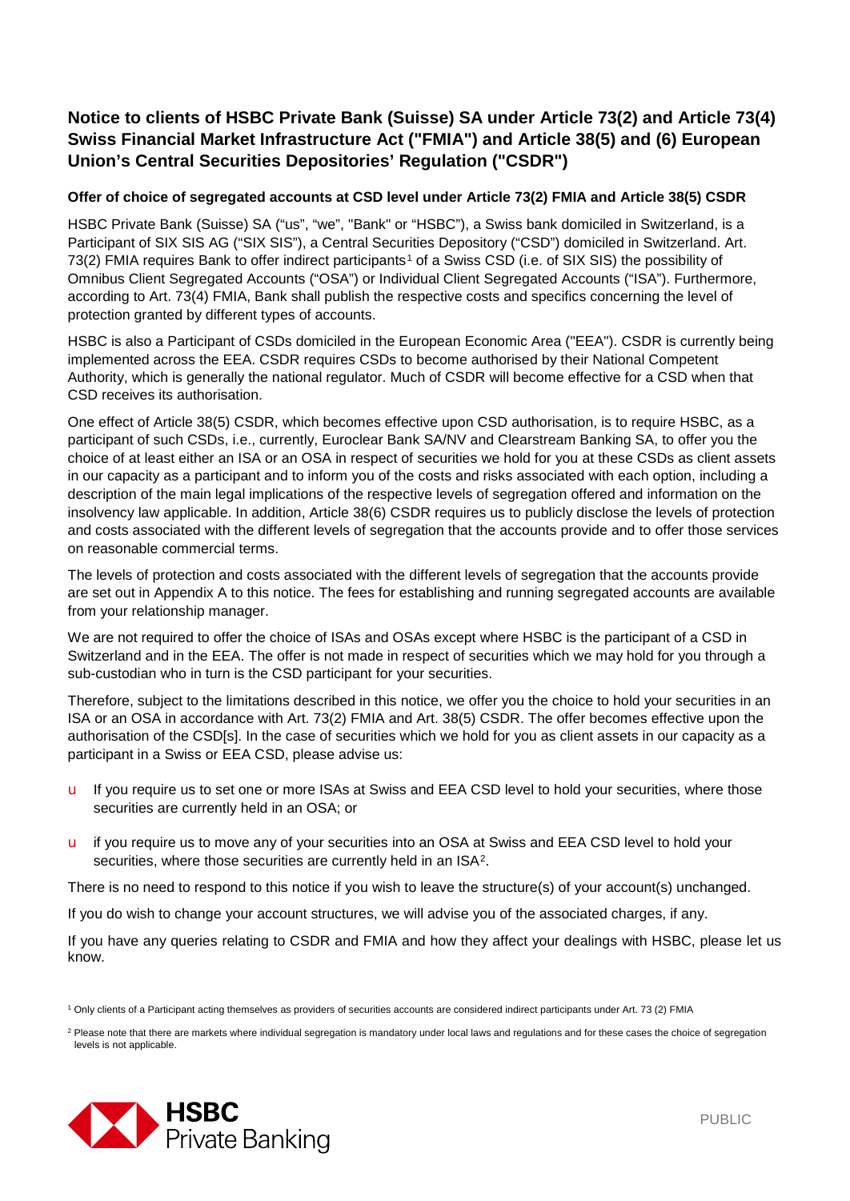# Notice to clients of HSBC Private Bank (Suisse) SA under Article 73(2) and Article 73(4) Swiss Financial Market Infrastructure Act ("FMIA") and Article 38(5) and (6) European Union's Central Securities Depositories' Regulation ("CSDR")

### Offer of choice of segregated accounts at CSD level under Article 73(2) FMIA and Article 38(5) CSDR

HSBC Private Bank (Suisse) SA ("us", "we", "Bank" or "HSBC"), a Swiss bank domiciled in Switzerland, is a Participant of SIX SIS AG ("SIX SIS"), a Central Securities Depository ("CSD") domiciled in Switzerland. Art. 73(2) FMIA requires Bank to offer indirect participants[1] of a Swiss CSD (i.e. of SIX SIS) the possibility of Omnibus Client Segregated Accounts ("OSA") or Individual Client Segregated Accounts ("ISA"). Furthermore, according to Art. 73(4) FMIA, Bank shall publish the respective costs and specifics concerning the level of protection granted by different types of accounts.

HSBC is also a Participant of CSDs domiciled in the European Economic Area ("EEA"). CSDR is currently being implemented across the EEA. CSDR requires CSDs to become authorised by their National Competent Authority, which is generally the national regulator. Much of CSDR will become effective for a CSD when that CSD receives its authorisation.

One effect of Article 38(5) CSDR, which becomes effective upon CSD authorisation, is to require HSBC, as a participant of such CSDs, i.e., currently, Euroclear Bank SA/NV and Clearstream Banking SA, to offer you the choice of at least either an ISA or an OSA in respect of securities we hold for you at these CSDs as client assets in our capacity as a participant and to inform you of the costs and risks associated with each option, including a description of the main legal implications of the respective levels of segregation offered and information on the insolvency law applicable. In addition, Article 38(6) CSDR requires us to publicly disclose the levels of protection and costs associated with the different levels of segregation that the accounts provide and to offer those services on reasonable commercial terms.

The levels of protection and costs associated with the different levels of segregation that the accounts provide are set out in Appendix A to this notice. The fees for establishing and running segregated accounts are available from your relationship manager.

We are not required to offer the choice of ISAs and OSAs except where HSBC is the participant of a CSD in Switzerland and in the EEA. The offer is not made in respect of securities which we may hold for you through a sub-custodian who in turn is the CSD participant for your securities.

Therefore, subject to the limitations described in this notice, we offer you the choice to hold your securities in an ISA or an OSA in accordance with Art. 73(2) FMIA and Art. 38(5) CSDR. The offer becomes effective upon the authorisation of the CSD[s]. In the case of securities which we hold for you as client assets in our capacity as a participant in a Swiss or EEA CSD, please advise us:

- If you require us to set one or more ISAs at Swiss and EEA CSD level to hold your securities, where those securities are currently held in an OSA; or
- if you require us to move any of your securities into an OSA at Swiss and EEA CSD level to hold your securities, where those securities are currently held in an ISA[2].

There is no need to respond to this notice if you wish to leave the structure(s) of your account(s) unchanged.

If you do wish to change your account structures, we will advise you of the associated charges, if any.

If you have any queries relating to CSDR and FMIA and how they affect your dealings with HSBC, please let us know.

[1] Only clients of a Participant acting themselves as providers of securities accounts are considered indirect participants under Art. 73 (2) FMIA

[2] Please note that there are markets where individual segregation is mandatory under local laws and regulations and for these cases the choice of segregation levels is not applicable.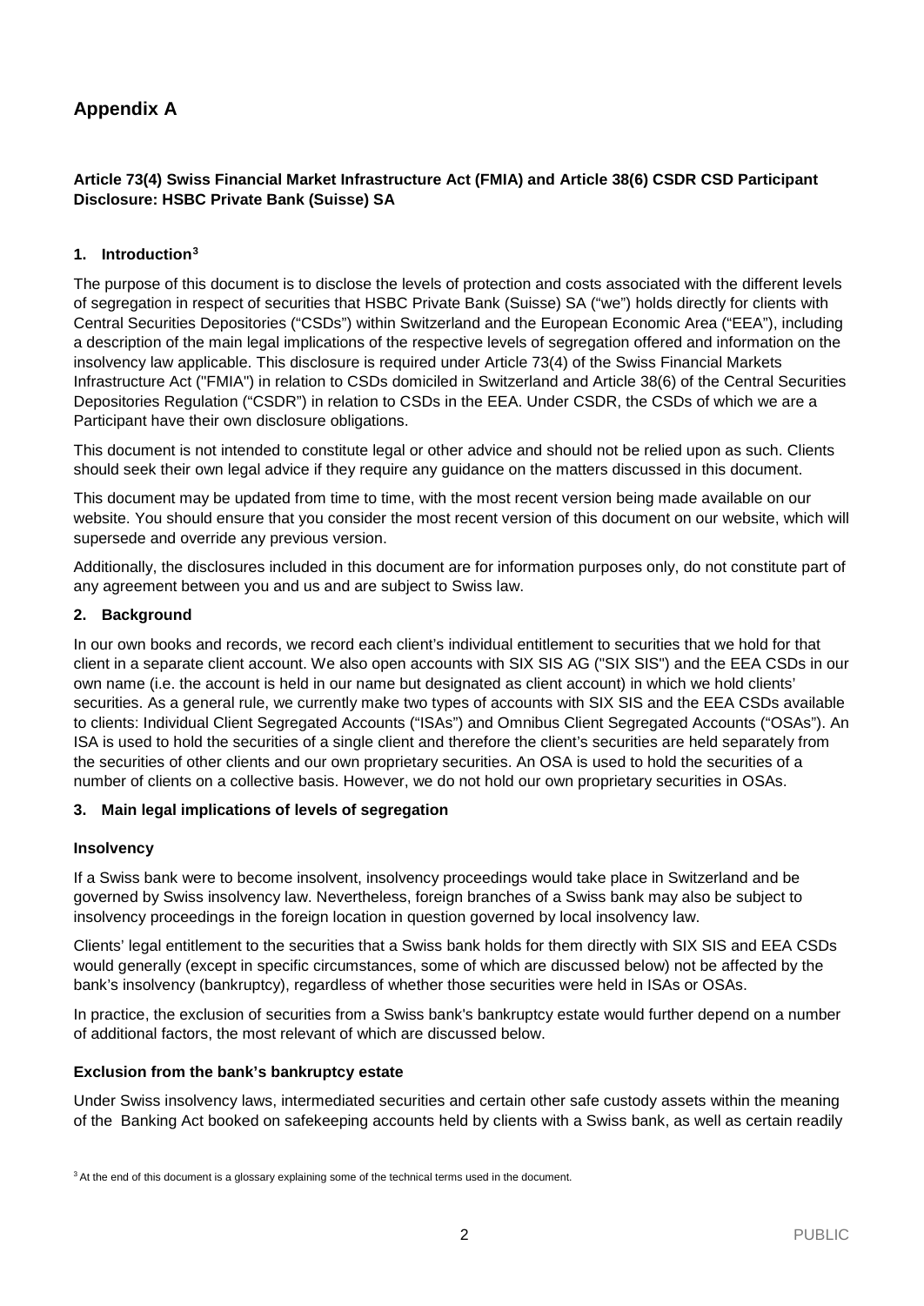# Appendix A

**Article 73(4) Swiss Financial Market Infrastructure Act (FMIA) and Article 38(6) CSDR CSD Participant Disclosure: HSBC Private Bank (Suisse) SA**

## 1. Introduction[3]

The purpose of this document is to disclose the levels of protection and costs associated with the different levels of segregation in respect of securities that HSBC Private Bank (Suisse) SA ("we") holds directly for clients with Central Securities Depositories ("CSDs") within Switzerland and the European Economic Area ("EEA"), including a description of the main legal implications of the respective levels of segregation offered and information on the insolvency law applicable. This disclosure is required under Article 73(4) of the Swiss Financial Markets Infrastructure Act ("FMIA") in relation to CSDs domiciled in Switzerland and Article 38(6) of the Central Securities Depositories Regulation ("CSDR") in relation to CSDs in the EEA. Under CSDR, the CSDs of which we are a Participant have their own disclosure obligations.

This document is not intended to constitute legal or other advice and should not be relied upon as such. Clients should seek their own legal advice if they require any guidance on the matters discussed in this document.

This document may be updated from time to time, with the most recent version being made available on our website. You should ensure that you consider the most recent version of this document on our website, which will supersede and override any previous version.

Additionally, the disclosures included in this document are for information purposes only, do not constitute part of any agreement between you and us and are subject to Swiss law.

## 2. Background

In our own books and records, we record each client's individual entitlement to securities that we hold for that client in a separate client account. We also open accounts with SIX SIS AG ("SIX SIS") and the EEA CSDs in our own name (i.e. the account is held in our name but designated as client account) in which we hold clients' securities. As a general rule, we currently make two types of accounts with SIX SIS and the EEA CSDs available to clients: Individual Client Segregated Accounts ("ISAs") and Omnibus Client Segregated Accounts ("OSAs"). An ISA is used to hold the securities of a single client and therefore the client's securities are held separately from the securities of other clients and our own proprietary securities. An OSA is used to hold the securities of a number of clients on a collective basis. However, we do not hold our own proprietary securities in OSAs.

## 3. Main legal implications of levels of segregation

### Insolvency

If a Swiss bank were to become insolvent, insolvency proceedings would take place in Switzerland and be governed by Swiss insolvency law. Nevertheless, foreign branches of a Swiss bank may also be subject to insolvency proceedings in the foreign location in question governed by local insolvency law.

Clients' legal entitlement to the securities that a Swiss bank holds for them directly with SIX SIS and EEA CSDs would generally (except in specific circumstances, some of which are discussed below) not be affected by the bank's insolvency (bankruptcy), regardless of whether those securities were held in ISAs or OSAs.

In practice, the exclusion of securities from a Swiss bank's bankruptcy estate would further depend on a number of additional factors, the most relevant of which are discussed below.

### Exclusion from the bank's bankruptcy estate

Under Swiss insolvency laws, intermediated securities and certain other safe custody assets within the meaning of the Banking Act booked on safekeeping accounts held by clients with a Swiss bank, as well as certain readily

[3] At the end of this document is a glossary explaining some of the technical terms used in the document.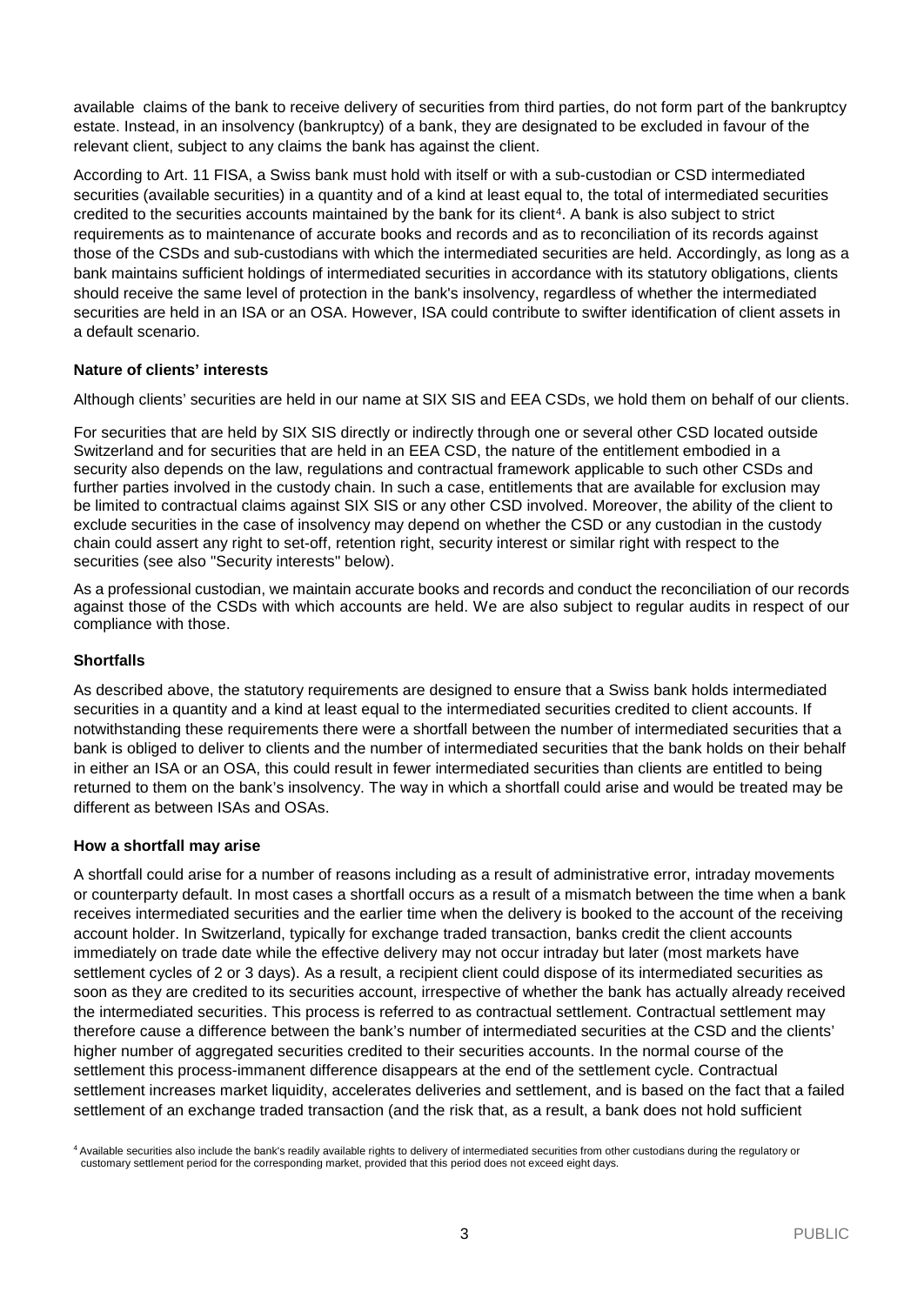available claims of the bank to receive delivery of securities from third parties, do not form part of the bankruptcy estate. Instead, in an insolvency (bankruptcy) of a bank, they are designated to be excluded in favour of the relevant client, subject to any claims the bank has against the client.

According to Art. 11 FISA, a Swiss bank must hold with itself or with a sub-custodian or CSD intermediated securities (available securities) in a quantity and of a kind at least equal to, the total of intermediated securities credited to the securities accounts maintained by the bank for its client[4]. A bank is also subject to strict requirements as to maintenance of accurate books and records and as to reconciliation of its records against those of the CSDs and sub-custodians with which the intermediated securities are held. Accordingly, as long as a bank maintains sufficient holdings of intermediated securities in accordance with its statutory obligations, clients should receive the same level of protection in the bank's insolvency, regardless of whether the intermediated securities are held in an ISA or an OSA. However, ISA could contribute to swifter identification of client assets in a default scenario.

#### Nature of clients' interests

Although clients' securities are held in our name at SIX SIS and EEA CSDs, we hold them on behalf of our clients.

For securities that are held by SIX SIS directly or indirectly through one or several other CSD located outside Switzerland and for securities that are held in an EEA CSD, the nature of the entitlement embodied in a security also depends on the law, regulations and contractual framework applicable to such other CSDs and further parties involved in the custody chain. In such a case, entitlements that are available for exclusion may be limited to contractual claims against SIX SIS or any other CSD involved. Moreover, the ability of the client to exclude securities in the case of insolvency may depend on whether the CSD or any custodian in the custody chain could assert any right to set-off, retention right, security interest or similar right with respect to the securities (see also "Security interests" below).

As a professional custodian, we maintain accurate books and records and conduct the reconciliation of our records against those of the CSDs with which accounts are held. We are also subject to regular audits in respect of our compliance with those.

#### Shortfalls

As described above, the statutory requirements are designed to ensure that a Swiss bank holds intermediated securities in a quantity and a kind at least equal to the intermediated securities credited to client accounts. If notwithstanding these requirements there were a shortfall between the number of intermediated securities that a bank is obliged to deliver to clients and the number of intermediated securities that the bank holds on their behalf in either an ISA or an OSA, this could result in fewer intermediated securities than clients are entitled to being returned to them on the bank's insolvency. The way in which a shortfall could arise and would be treated may be different as between ISAs and OSAs.

#### How a shortfall may arise

A shortfall could arise for a number of reasons including as a result of administrative error, intraday movements or counterparty default. In most cases a shortfall occurs as a result of a mismatch between the time when a bank receives intermediated securities and the earlier time when the delivery is booked to the account of the receiving account holder. In Switzerland, typically for exchange traded transaction, banks credit the client accounts immediately on trade date while the effective delivery may not occur intraday but later (most markets have settlement cycles of 2 or 3 days). As a result, a recipient client could dispose of its intermediated securities as soon as they are credited to its securities account, irrespective of whether the bank has actually already received the intermediated securities. This process is referred to as contractual settlement. Contractual settlement may therefore cause a difference between the bank's number of intermediated securities at the CSD and the clients' higher number of aggregated securities credited to their securities accounts. In the normal course of the settlement this process-immanent difference disappears at the end of the settlement cycle. Contractual settlement increases market liquidity, accelerates deliveries and settlement, and is based on the fact that a failed settlement of an exchange traded transaction (and the risk that, as a result, a bank does not hold sufficient

[4] Available securities also include the bank's readily available rights to delivery of intermediated securities from other custodians during the regulatory or customary settlement period for the corresponding market, provided that this period does not exceed eight days.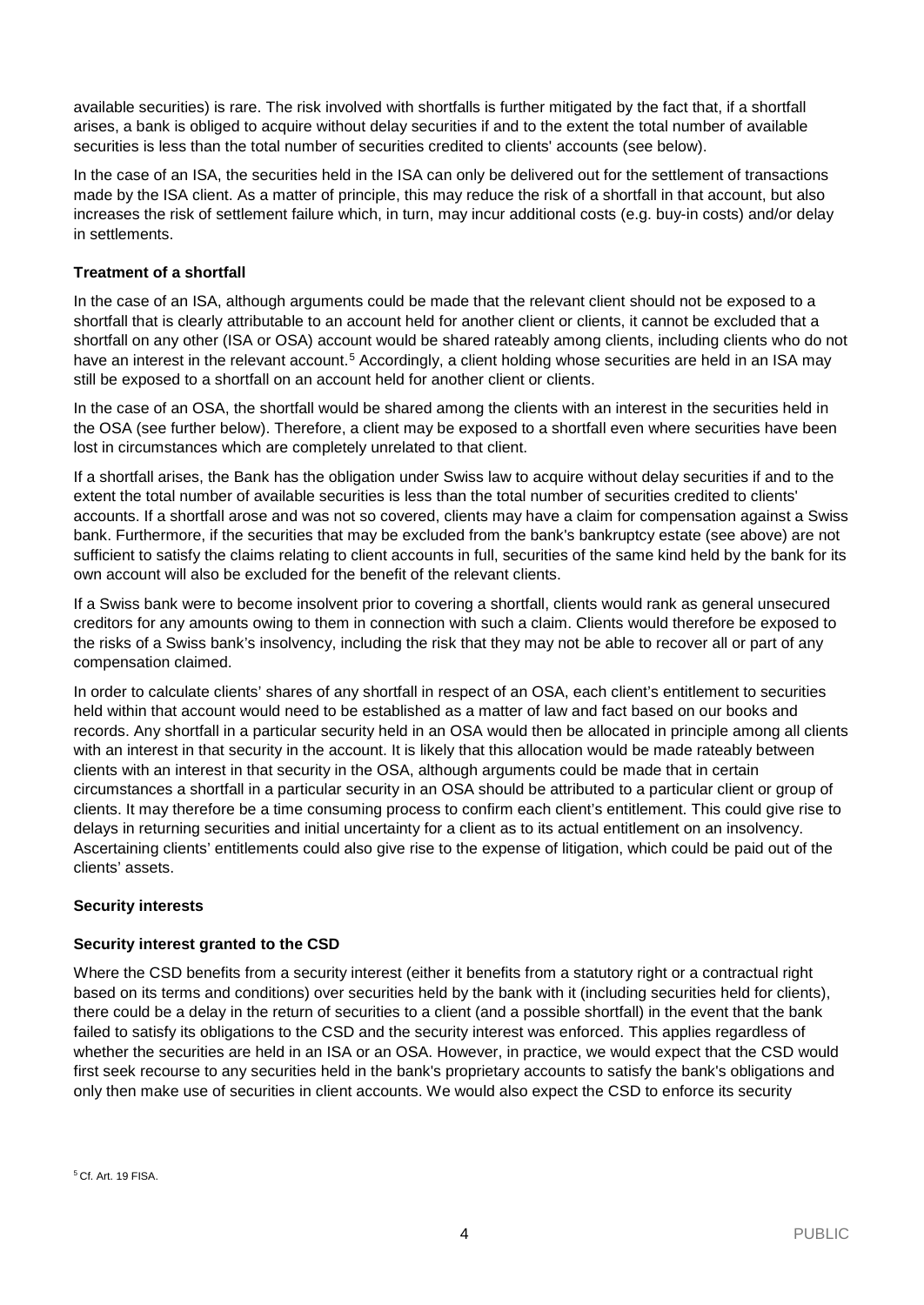available securities) is rare. The risk involved with shortfalls is further mitigated by the fact that, if a shortfall arises, a bank is obliged to acquire without delay securities if and to the extent the total number of available securities is less than the total number of securities credited to clients' accounts (see below).

In the case of an ISA, the securities held in the ISA can only be delivered out for the settlement of transactions made by the ISA client. As a matter of principle, this may reduce the risk of a shortfall in that account, but also increases the risk of settlement failure which, in turn, may incur additional costs (e.g. buy-in costs) and/or delay in settlements.

**Treatment of a shortfall**

In the case of an ISA, although arguments could be made that the relevant client should not be exposed to a shortfall that is clearly attributable to an account held for another client or clients, it cannot be excluded that a shortfall on any other (ISA or OSA) account would be shared rateably among clients, including clients who do not have an interest in the relevant account.[5] Accordingly, a client holding whose securities are held in an ISA may still be exposed to a shortfall on an account held for another client or clients.

In the case of an OSA, the shortfall would be shared among the clients with an interest in the securities held in the OSA (see further below). Therefore, a client may be exposed to a shortfall even where securities have been lost in circumstances which are completely unrelated to that client.

If a shortfall arises, the Bank has the obligation under Swiss law to acquire without delay securities if and to the extent the total number of available securities is less than the total number of securities credited to clients' accounts. If a shortfall arose and was not so covered, clients may have a claim for compensation against a Swiss bank. Furthermore, if the securities that may be excluded from the bank's bankruptcy estate (see above) are not sufficient to satisfy the claims relating to client accounts in full, securities of the same kind held by the bank for its own account will also be excluded for the benefit of the relevant clients.

If a Swiss bank were to become insolvent prior to covering a shortfall, clients would rank as general unsecured creditors for any amounts owing to them in connection with such a claim. Clients would therefore be exposed to the risks of a Swiss bank's insolvency, including the risk that they may not be able to recover all or part of any compensation claimed.

In order to calculate clients' shares of any shortfall in respect of an OSA, each client's entitlement to securities held within that account would need to be established as a matter of law and fact based on our books and records. Any shortfall in a particular security held in an OSA would then be allocated in principle among all clients with an interest in that security in the account. It is likely that this allocation would be made rateably between clients with an interest in that security in the OSA, although arguments could be made that in certain circumstances a shortfall in a particular security in an OSA should be attributed to a particular client or group of clients. It may therefore be a time consuming process to confirm each client's entitlement. This could give rise to delays in returning securities and initial uncertainty for a client as to its actual entitlement on an insolvency. Ascertaining clients' entitlements could also give rise to the expense of litigation, which could be paid out of the clients' assets.

**Security interests**

**Security interest granted to the CSD**

Where the CSD benefits from a security interest (either it benefits from a statutory right or a contractual right based on its terms and conditions) over securities held by the bank with it (including securities held for clients), there could be a delay in the return of securities to a client (and a possible shortfall) in the event that the bank failed to satisfy its obligations to the CSD and the security interest was enforced. This applies regardless of whether the securities are held in an ISA or an OSA. However, in practice, we would expect that the CSD would first seek recourse to any securities held in the bank's proprietary accounts to satisfy the bank's obligations and only then make use of securities in client accounts. We would also expect the CSD to enforce its security

[5] Cf. Art. 19 FISA.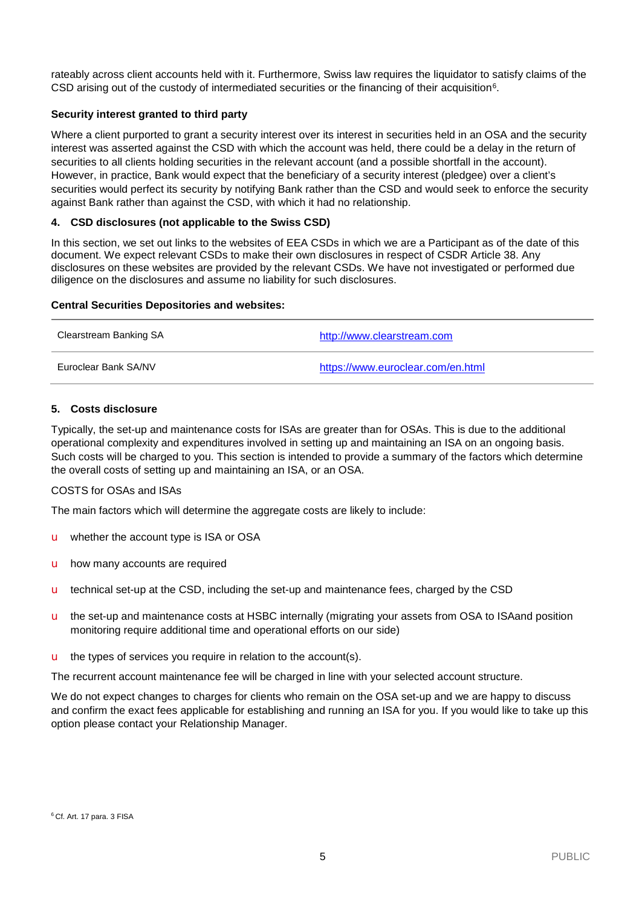rateably across client accounts held with it. Furthermore, Swiss law requires the liquidator to satisfy claims of the CSD arising out of the custody of intermediated securities or the financing of their acquisition[6].

**Security interest granted to third party**

Where a client purported to grant a security interest over its interest in securities held in an OSA and the security interest was asserted against the CSD with which the account was held, there could be a delay in the return of securities to all clients holding securities in the relevant account (and a possible shortfall in the account). However, in practice, Bank would expect that the beneficiary of a security interest (pledgee) over a client's securities would perfect its security by notifying Bank rather than the CSD and would seek to enforce the security against Bank rather than against the CSD, with which it had no relationship.

## 4. CSD disclosures (not applicable to the Swiss CSD)

In this section, we set out links to the websites of EEA CSDs in which we are a Participant as of the date of this document. We expect relevant CSDs to make their own disclosures in respect of CSDR Article 38. Any disclosures on these websites are provided by the relevant CSDs. We have not investigated or performed due diligence on the disclosures and assume no liability for such disclosures.

**Central Securities Depositories and websites:**

| | |
|---|---|
| Clearstream Banking SA | http://www.clearstream.com |
| Euroclear Bank SA/NV | https://www.euroclear.com/en.html |

## 5. Costs disclosure

Typically, the set-up and maintenance costs for ISAs are greater than for OSAs. This is due to the additional operational complexity and expenditures involved in setting up and maintaining an ISA on an ongoing basis. Such costs will be charged to you. This section is intended to provide a summary of the factors which determine the overall costs of setting up and maintaining an ISA, or an OSA.

COSTS for OSAs and ISAs

The main factors which will determine the aggregate costs are likely to include:

- whether the account type is ISA or OSA
- how many accounts are required
- technical set-up at the CSD, including the set-up and maintenance fees, charged by the CSD
- the set-up and maintenance costs at HSBC internally (migrating your assets from OSA to ISAand position monitoring require additional time and operational efforts on our side)
- the types of services you require in relation to the account(s).

The recurrent account maintenance fee will be charged in line with your selected account structure.

We do not expect changes to charges for clients who remain on the OSA set-up and we are happy to discuss and confirm the exact fees applicable for establishing and running an ISA for you. If you would like to take up this option please contact your Relationship Manager.

[6] Cf. Art. 17 para. 3 FISA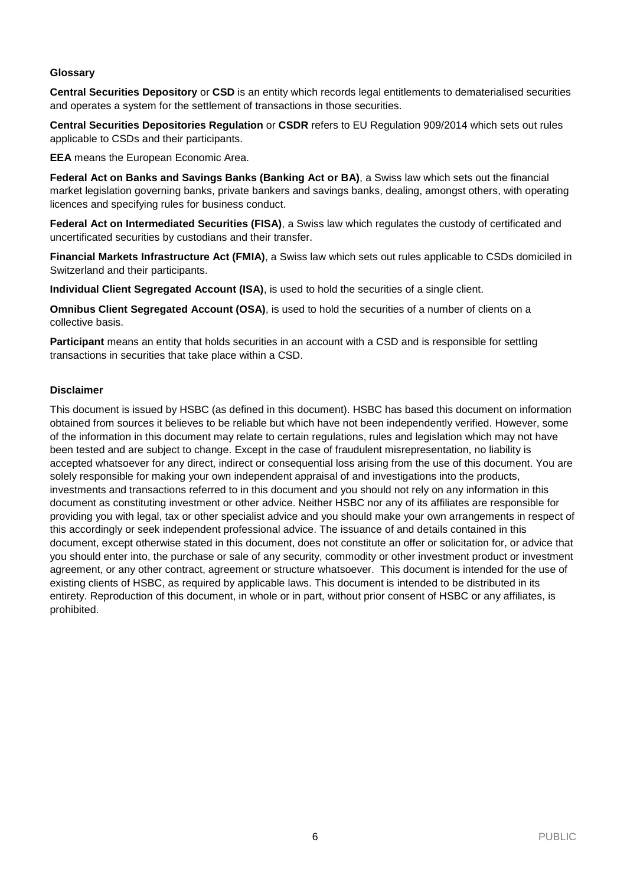### Glossary

**Central Securities Depository** or **CSD** is an entity which records legal entitlements to dematerialised securities and operates a system for the settlement of transactions in those securities.

**Central Securities Depositories Regulation** or **CSDR** refers to EU Regulation 909/2014 which sets out rules applicable to CSDs and their participants.

**EEA** means the European Economic Area.

**Federal Act on Banks and Savings Banks (Banking Act or BA)**, a Swiss law which sets out the financial market legislation governing banks, private bankers and savings banks, dealing, amongst others, with operating licences and specifying rules for business conduct.

**Federal Act on Intermediated Securities (FISA)**, a Swiss law which regulates the custody of certificated and uncertificated securities by custodians and their transfer.

**Financial Markets Infrastructure Act (FMIA)**, a Swiss law which sets out rules applicable to CSDs domiciled in Switzerland and their participants.

**Individual Client Segregated Account (ISA)**, is used to hold the securities of a single client.

**Omnibus Client Segregated Account (OSA)**, is used to hold the securities of a number of clients on a collective basis.

**Participant** means an entity that holds securities in an account with a CSD and is responsible for settling transactions in securities that take place within a CSD.

### Disclaimer

This document is issued by HSBC (as defined in this document). HSBC has based this document on information obtained from sources it believes to be reliable but which have not been independently verified. However, some of the information in this document may relate to certain regulations, rules and legislation which may not have been tested and are subject to change. Except in the case of fraudulent misrepresentation, no liability is accepted whatsoever for any direct, indirect or consequential loss arising from the use of this document. You are solely responsible for making your own independent appraisal of and investigations into the products, investments and transactions referred to in this document and you should not rely on any information in this document as constituting investment or other advice. Neither HSBC nor any of its affiliates are responsible for providing you with legal, tax or other specialist advice and you should make your own arrangements in respect of this accordingly or seek independent professional advice. The issuance of and details contained in this document, except otherwise stated in this document, does not constitute an offer or solicitation for, or advice that you should enter into, the purchase or sale of any security, commodity or other investment product or investment agreement, or any other contract, agreement or structure whatsoever. This document is intended for the use of existing clients of HSBC, as required by applicable laws. This document is intended to be distributed in its entirety. Reproduction of this document, in whole or in part, without prior consent of HSBC or any affiliates, is prohibited.